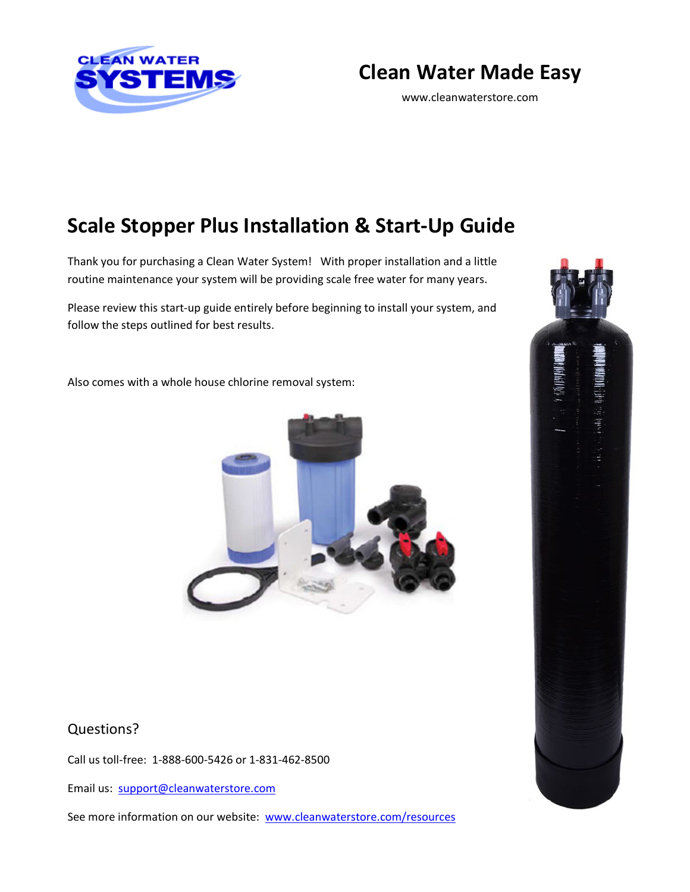CLEAN WATER SYSTEMS

# Clean Water Made Easy

www.cleanwaterstore.com

## Scale Stopper Plus Installation & Start-Up Guide

Thank you for purchasing a Clean Water System! With proper installation and a little routine maintenance your system will be providing scale free water for many years.

Please review this start-up guide entirely before beginning to install your system, and follow the steps outlined for best results.

Also comes with a whole house chlorine removal system:

### Questions?

Call us toll-free: 1-888-600-5426 or 1-831-462-8500

Email us: [support@cleanwaterstore.com](mailto:support@cleanwaterstore.com)

See more information on our website: [www.cleanwaterstore.com/resources](http://www.cleanwaterstore.com/resources)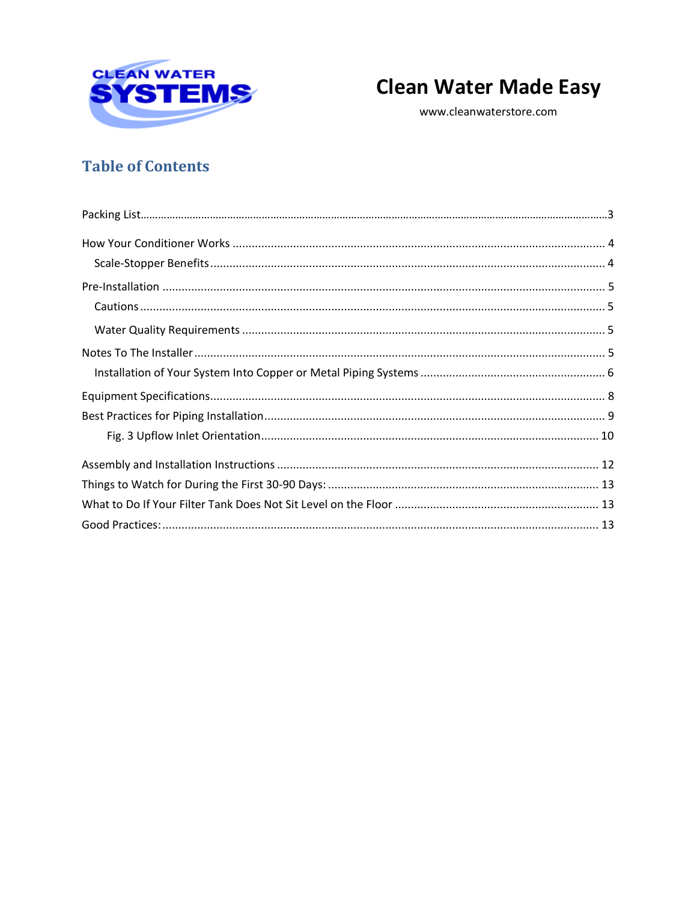CLEAN WATER SYSTEMS

# Clean Water Made Easy

www.cleanwaterstore.com

## Table of Contents

Packing List.....3

How Your Conditioner Works ..... 4

- Scale-Stopper Benefits ..... 4

Pre-Installation ..... 5

- Cautions ..... 5
- Water Quality Requirements ..... 5

Notes To The Installer ..... 5

- Installation of Your System Into Copper or Metal Piping Systems ..... 6

Equipment Specifications ..... 8

Best Practices for Piping Installation ..... 9

- Fig. 3 Upflow Inlet Orientation ..... 10

Assembly and Installation Instructions ..... 12

Things to Watch for During the First 30-90 Days: ..... 13

What to Do If Your Filter Tank Does Not Sit Level on the Floor ..... 13

Good Practices: ..... 13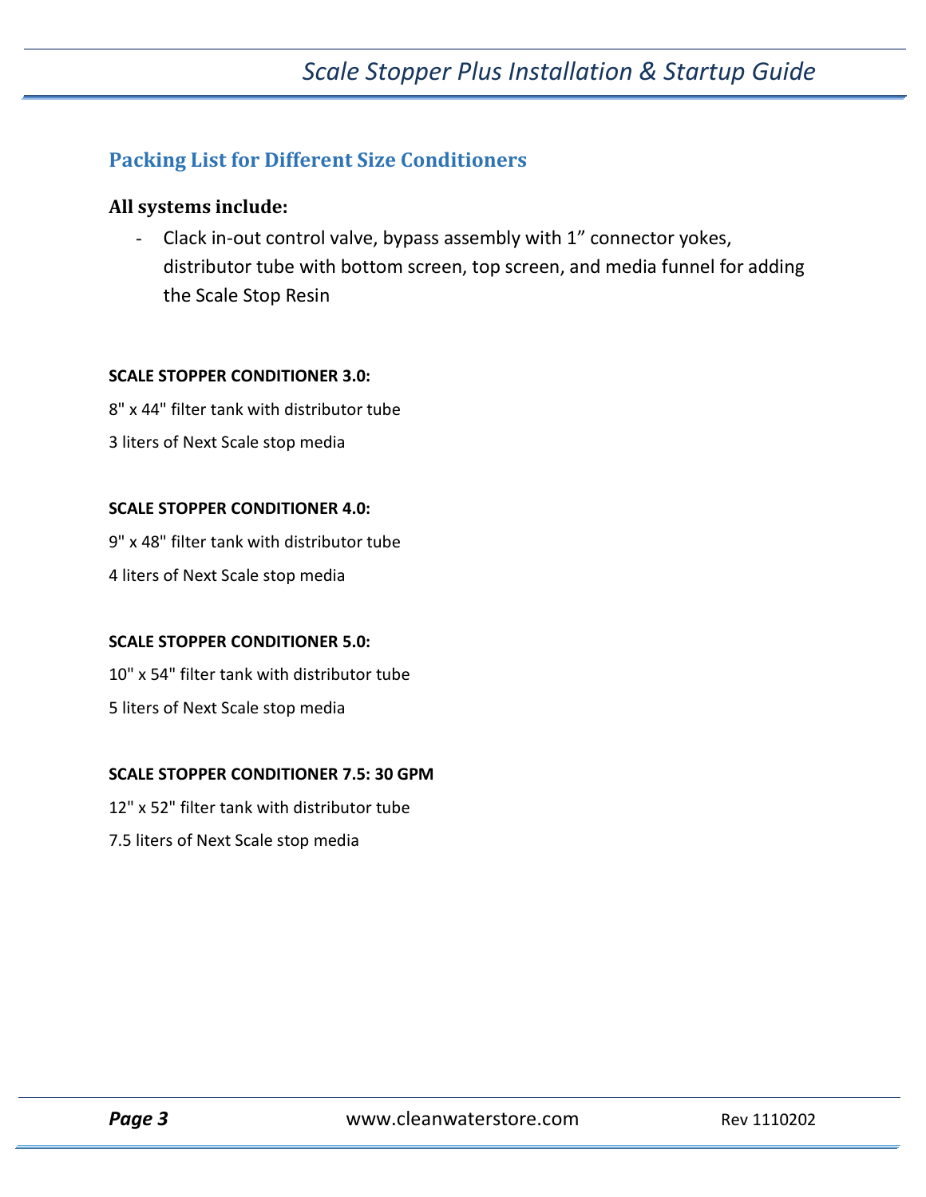## Packing List for Different Size Conditioners

### All systems include:

- Clack in-out control valve, bypass assembly with 1” connector yokes, distributor tube with bottom screen, top screen, and media funnel for adding the Scale Stop Resin

**SCALE STOPPER CONDITIONER 3.0:**

8" x 44" filter tank with distributor tube

3 liters of Next Scale stop media

**SCALE STOPPER CONDITIONER 4.0:**

9" x 48" filter tank with distributor tube

4 liters of Next Scale stop media

**SCALE STOPPER CONDITIONER 5.0:**

10" x 54" filter tank with distributor tube

5 liters of Next Scale stop media

**SCALE STOPPER CONDITIONER 7.5: 30 GPM**

12" x 52" filter tank with distributor tube

7.5 liters of Next Scale stop media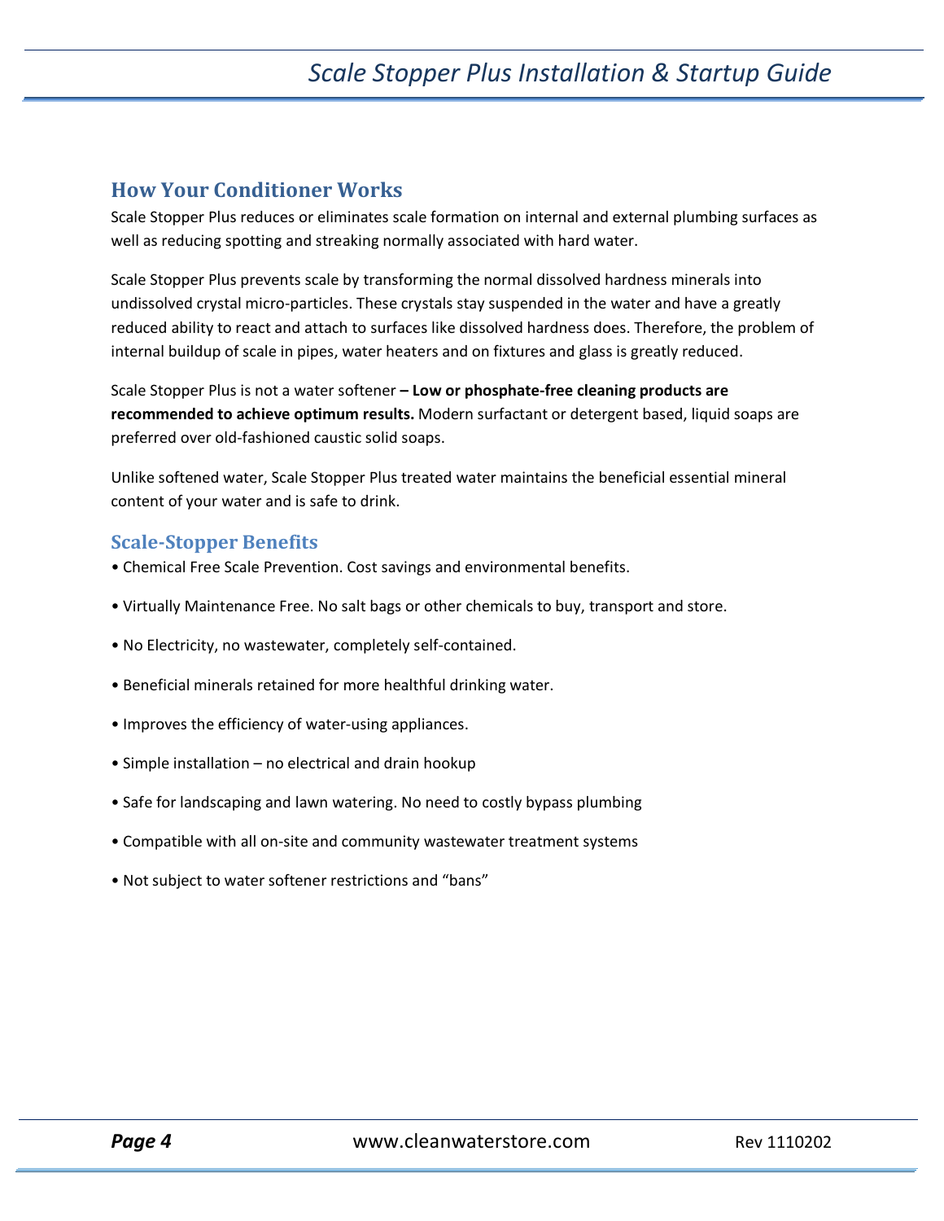## How Your Conditioner Works

Scale Stopper Plus reduces or eliminates scale formation on internal and external plumbing surfaces as well as reducing spotting and streaking normally associated with hard water.

Scale Stopper Plus prevents scale by transforming the normal dissolved hardness minerals into undissolved crystal micro-particles. These crystals stay suspended in the water and have a greatly reduced ability to react and attach to surfaces like dissolved hardness does. Therefore, the problem of internal buildup of scale in pipes, water heaters and on fixtures and glass is greatly reduced.

Scale Stopper Plus is not a water softener **– Low or phosphate-free cleaning products are recommended to achieve optimum results.** Modern surfactant or detergent based, liquid soaps are preferred over old-fashioned caustic solid soaps.

Unlike softened water, Scale Stopper Plus treated water maintains the beneficial essential mineral content of your water and is safe to drink.

### Scale-Stopper Benefits

- Chemical Free Scale Prevention. Cost savings and environmental benefits.
- Virtually Maintenance Free. No salt bags or other chemicals to buy, transport and store.
- No Electricity, no wastewater, completely self-contained.
- Beneficial minerals retained for more healthful drinking water.
- Improves the efficiency of water-using appliances.
- Simple installation – no electrical and drain hookup
- Safe for landscaping and lawn watering. No need to costly bypass plumbing
- Compatible with all on-site and community wastewater treatment systems
- Not subject to water softener restrictions and "bans"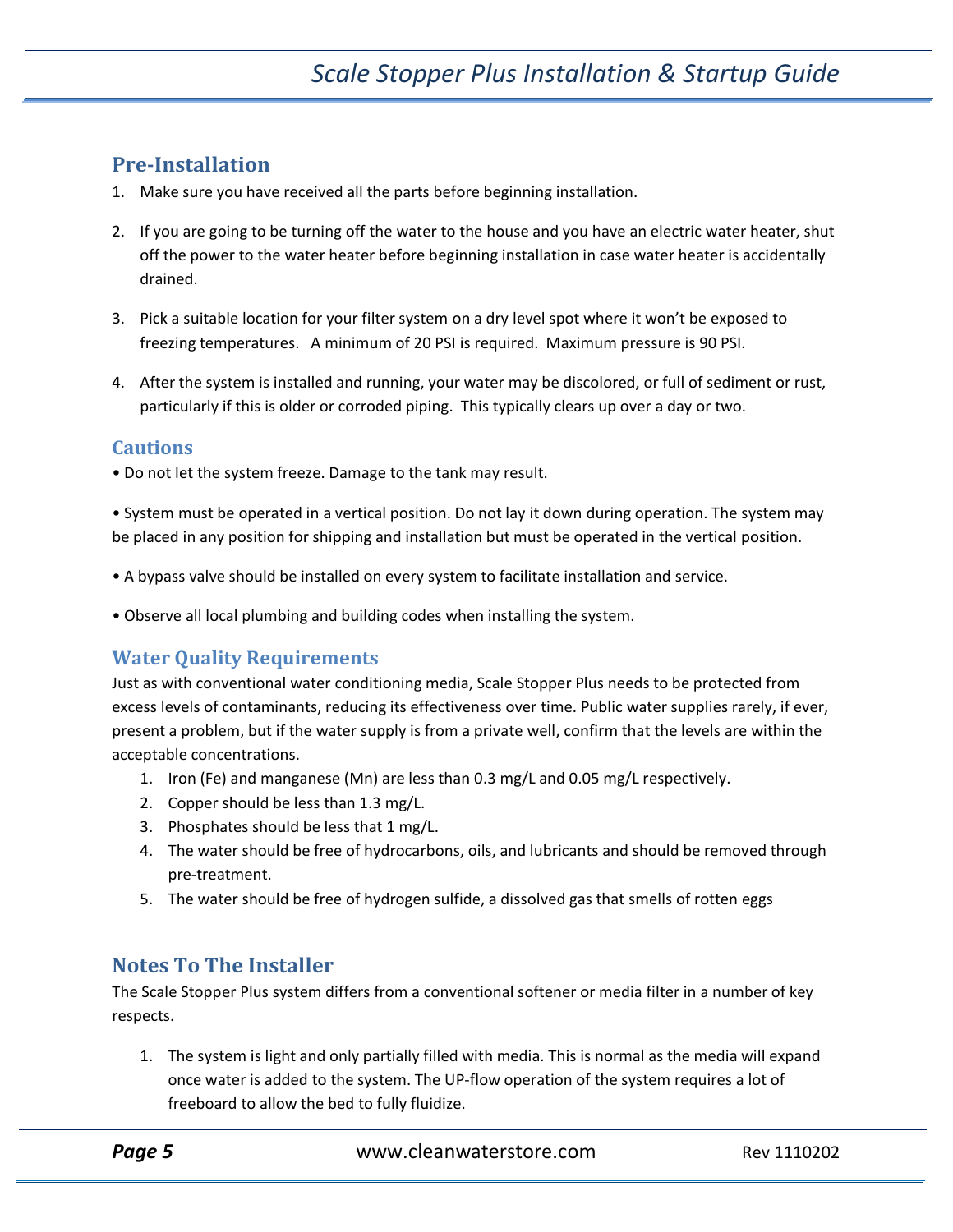## Pre-Installation

1. Make sure you have received all the parts before beginning installation.
2. If you are going to be turning off the water to the house and you have an electric water heater, shut off the power to the water heater before beginning installation in case water heater is accidentally drained.
3. Pick a suitable location for your filter system on a dry level spot where it won't be exposed to freezing temperatures. A minimum of 20 PSI is required. Maximum pressure is 90 PSI.
4. After the system is installed and running, your water may be discolored, or full of sediment or rust, particularly if this is older or corroded piping. This typically clears up over a day or two.

## Cautions

• Do not let the system freeze. Damage to the tank may result.

• System must be operated in a vertical position. Do not lay it down during operation. The system may be placed in any position for shipping and installation but must be operated in the vertical position.

• A bypass valve should be installed on every system to facilitate installation and service.

• Observe all local plumbing and building codes when installing the system.

## Water Quality Requirements

Just as with conventional water conditioning media, Scale Stopper Plus needs to be protected from excess levels of contaminants, reducing its effectiveness over time. Public water supplies rarely, if ever, present a problem, but if the water supply is from a private well, confirm that the levels are within the acceptable concentrations.

1. Iron (Fe) and manganese (Mn) are less than 0.3 mg/L and 0.05 mg/L respectively.
2. Copper should be less than 1.3 mg/L.
3. Phosphates should be less that 1 mg/L.
4. The water should be free of hydrocarbons, oils, and lubricants and should be removed through pre-treatment.
5. The water should be free of hydrogen sulfide, a dissolved gas that smells of rotten eggs

## Notes To The Installer

The Scale Stopper Plus system differs from a conventional softener or media filter in a number of key respects.

1. The system is light and only partially filled with media. This is normal as the media will expand once water is added to the system. The UP-flow operation of the system requires a lot of freeboard to allow the bed to fully fluidize.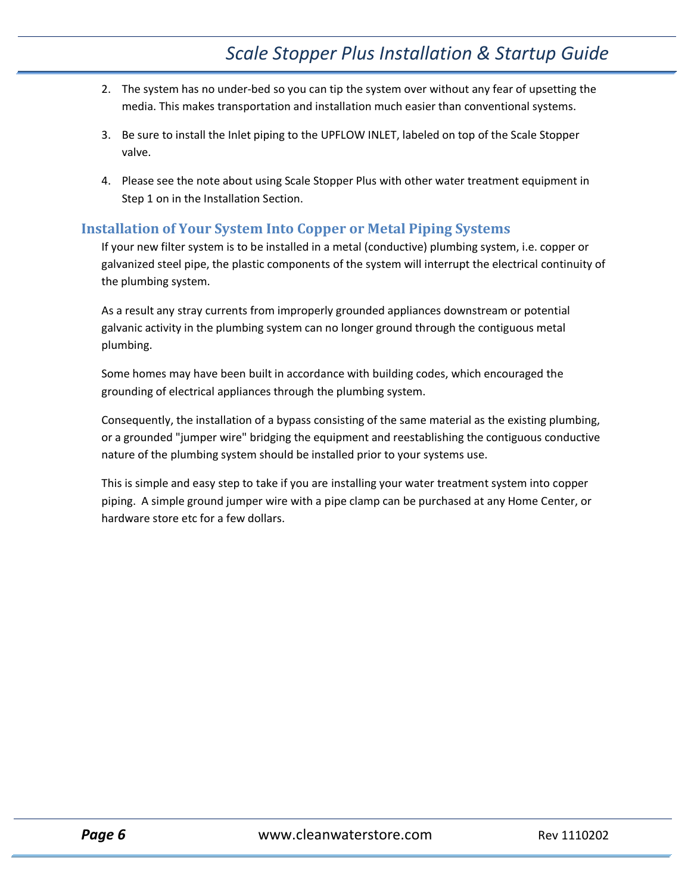2. The system has no under-bed so you can tip the system over without any fear of upsetting the media. This makes transportation and installation much easier than conventional systems.

3. Be sure to install the Inlet piping to the UPFLOW INLET, labeled on top of the Scale Stopper valve.

4. Please see the note about using Scale Stopper Plus with other water treatment equipment in Step 1 on in the Installation Section.

## Installation of Your System Into Copper or Metal Piping Systems

If your new filter system is to be installed in a metal (conductive) plumbing system, i.e. copper or galvanized steel pipe, the plastic components of the system will interrupt the electrical continuity of the plumbing system.

As a result any stray currents from improperly grounded appliances downstream or potential galvanic activity in the plumbing system can no longer ground through the contiguous metal plumbing.

Some homes may have been built in accordance with building codes, which encouraged the grounding of electrical appliances through the plumbing system.

Consequently, the installation of a bypass consisting of the same material as the existing plumbing, or a grounded "jumper wire" bridging the equipment and reestablishing the contiguous conductive nature of the plumbing system should be installed prior to your systems use.

This is simple and easy step to take if you are installing your water treatment system into copper piping. A simple ground jumper wire with a pipe clamp can be purchased at any Home Center, or hardware store etc for a few dollars.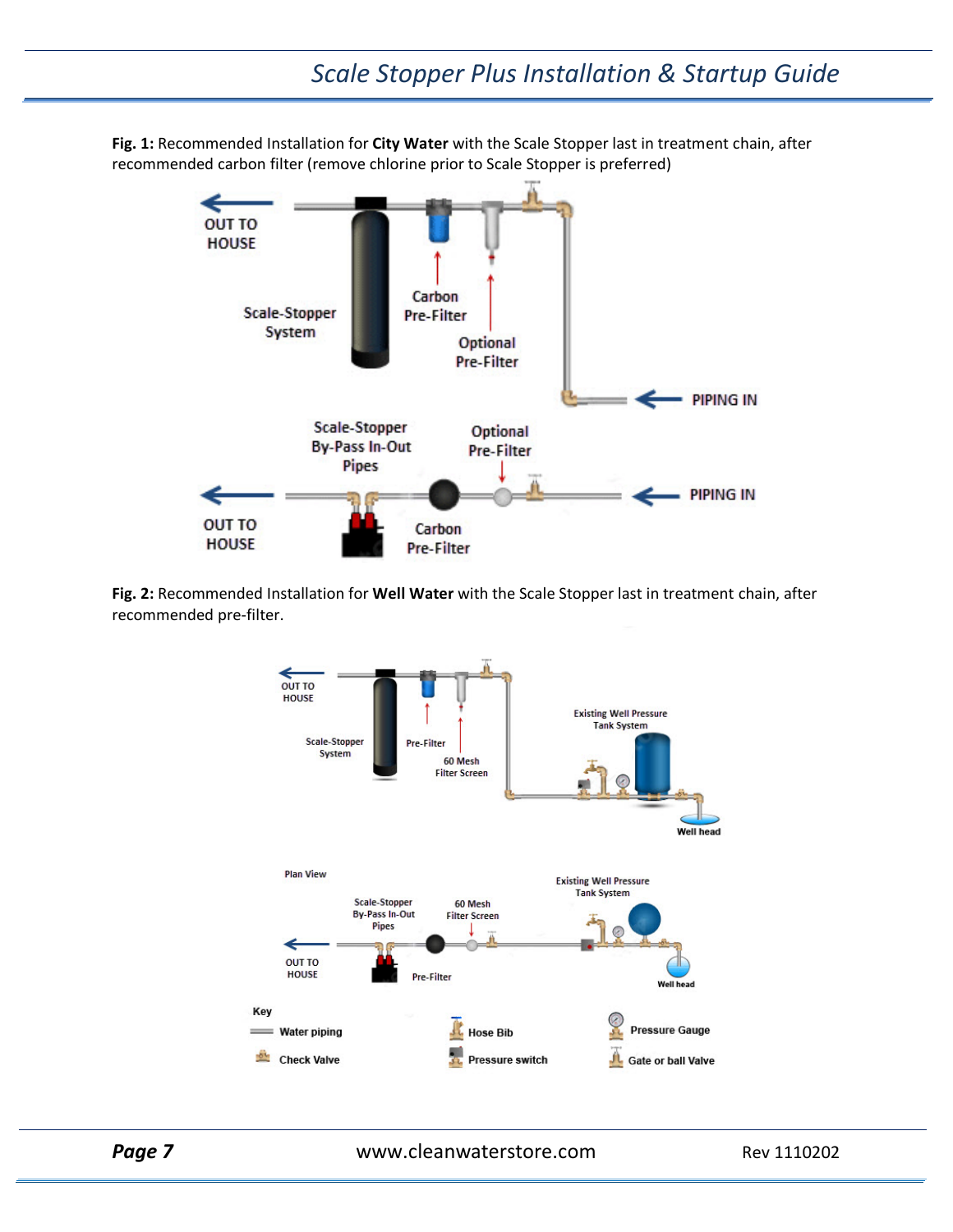**Fig. 1:** Recommended Installation for **City Water** with the Scale Stopper last in treatment chain, after recommended carbon filter (remove chlorine prior to Scale Stopper is preferred)

OUT TO HOUSE

Scale-Stopper System

Carbon Pre-Filter

Optional Pre-Filter

PIPING IN

Scale-Stopper By-Pass In-Out Pipes

Optional Pre-Filter

OUT TO HOUSE

Carbon Pre-Filter

PIPING IN

**Fig. 2:** Recommended Installation for **Well Water** with the Scale Stopper last in treatment chain, after recommended pre-filter.

OUT TO HOUSE

Scale-Stopper System

Pre-Filter

60 Mesh Filter Screen

Existing Well Pressure Tank System

Well head

Plan View

Scale-Stopper By-Pass In-Out Pipes

60 Mesh Filter Screen

Existing Well Pressure Tank System

OUT TO HOUSE

Pre-Filter

Well head

Key

Water piping

Check Valve

Hose Bib

Pressure switch

Pressure Gauge

Gate or ball Valve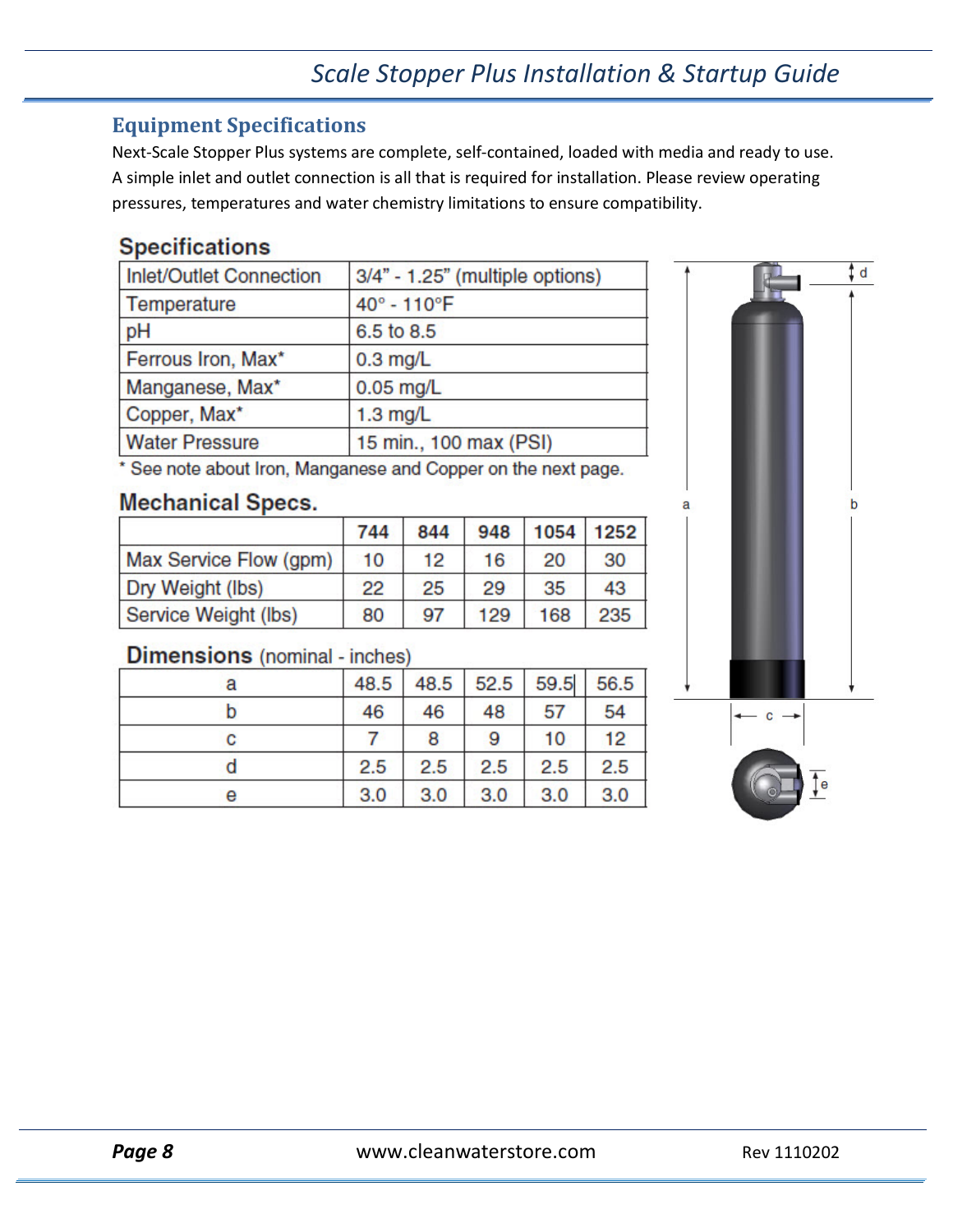## Equipment Specifications

Next-Scale Stopper Plus systems are complete, self-contained, loaded with media and ready to use. A simple inlet and outlet connection is all that is required for installation. Please review operating pressures, temperatures and water chemistry limitations to ensure compatibility.

### Specifications

| | |
|---|---|
| Inlet/Outlet Connection | 3/4" - 1.25" (multiple options) |
| Temperature | 40° - 110°F |
| pH | 6.5 to 8.5 |
| Ferrous Iron, Max* | 0.3 mg/L |
| Manganese, Max* | 0.05 mg/L |
| Copper, Max* | 1.3 mg/L |
| Water Pressure | 15 min., 100 max (PSI) |

* See note about Iron, Manganese and Copper on the next page.

### Mechanical Specs.

| | 744 | 844 | 948 | 1054 | 1252 |
|---|---|---|---|---|---|
| Max Service Flow (gpm) | 10 | 12 | 16 | 20 | 30 |
| Dry Weight (lbs) | 22 | 25 | 29 | 35 | 43 |
| Service Weight (lbs) | 80 | 97 | 129 | 168 | 235 |

### Dimensions (nominal - inches)

| | | | | | |
|---|---|---|---|---|---|
| a | 48.5 | 48.5 | 52.5 | 59.5 | 56.5 |
| b | 46 | 46 | 48 | 57 | 54 |
| c | 7 | 8 | 9 | 10 | 12 |
| d | 2.5 | 2.5 | 2.5 | 2.5 | 2.5 |
| e | 3.0 | 3.0 | 3.0 | 3.0 | 3.0 |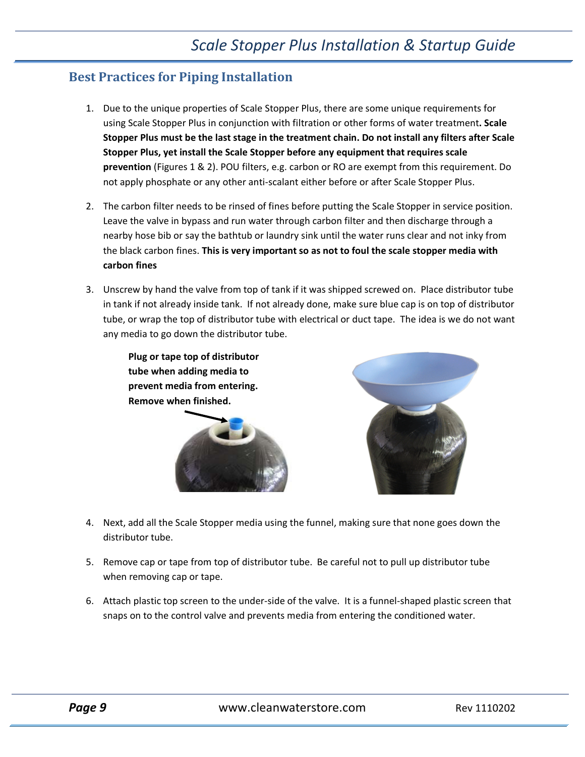## Best Practices for Piping Installation

1. Due to the unique properties of Scale Stopper Plus, there are some unique requirements for using Scale Stopper Plus in conjunction with filtration or other forms of water treatment**. Scale Stopper Plus must be the last stage in the treatment chain. Do not install any filters after Scale Stopper Plus, yet install the Scale Stopper before any equipment that requires scale prevention** (Figures 1 & 2). POU filters, e.g. carbon or RO are exempt from this requirement. Do not apply phosphate or any other anti-scalant either before or after Scale Stopper Plus.

2. The carbon filter needs to be rinsed of fines before putting the Scale Stopper in service position. Leave the valve in bypass and run water through carbon filter and then discharge through a nearby hose bib or say the bathtub or laundry sink until the water runs clear and not inky from the black carbon fines. **This is very important so as not to foul the scale stopper media with carbon fines**

3. Unscrew by hand the valve from top of tank if it was shipped screwed on. Place distributor tube in tank if not already inside tank. If not already done, make sure blue cap is on top of distributor tube, or wrap the top of distributor tube with electrical or duct tape. The idea is we do not want any media to go down the distributor tube.

**Plug or tape top of distributor tube when adding media to prevent media from entering. Remove when finished.**

4. Next, add all the Scale Stopper media using the funnel, making sure that none goes down the distributor tube.

5. Remove cap or tape from top of distributor tube. Be careful not to pull up distributor tube when removing cap or tape.

6. Attach plastic top screen to the under-side of the valve. It is a funnel-shaped plastic screen that snaps on to the control valve and prevents media from entering the conditioned water.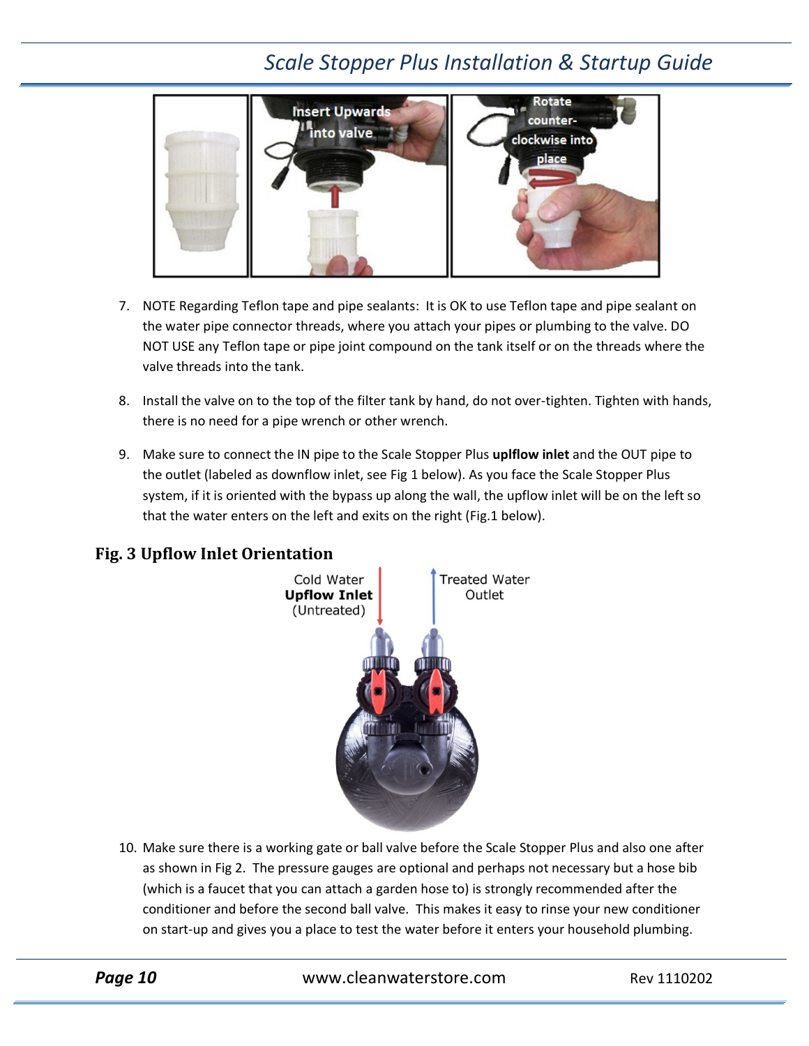7. NOTE Regarding Teflon tape and pipe sealants: It is OK to use Teflon tape and pipe sealant on the water pipe connector threads, where you attach your pipes or plumbing to the valve. DO NOT USE any Teflon tape or pipe joint compound on the tank itself or on the threads where the valve threads into the tank.

8. Install the valve on to the top of the filter tank by hand, do not over-tighten. Tighten with hands, there is no need for a pipe wrench or other wrench.

9. Make sure to connect the IN pipe to the Scale Stopper Plus **uplflow inlet** and the OUT pipe to the outlet (labeled as downflow inlet, see Fig 1 below). As you face the Scale Stopper Plus system, if it is oriented with the bypass up along the wall, the upflow inlet will be on the left so that the water enters on the left and exits on the right (Fig.1 below).

## Fig. 3 Upflow Inlet Orientation

10. Make sure there is a working gate or ball valve before the Scale Stopper Plus and also one after as shown in Fig 2. The pressure gauges are optional and perhaps not necessary but a hose bib (which is a faucet that you can attach a garden hose to) is strongly recommended after the conditioner and before the second ball valve. This makes it easy to rinse your new conditioner on start-up and gives you a place to test the water before it enters your household plumbing.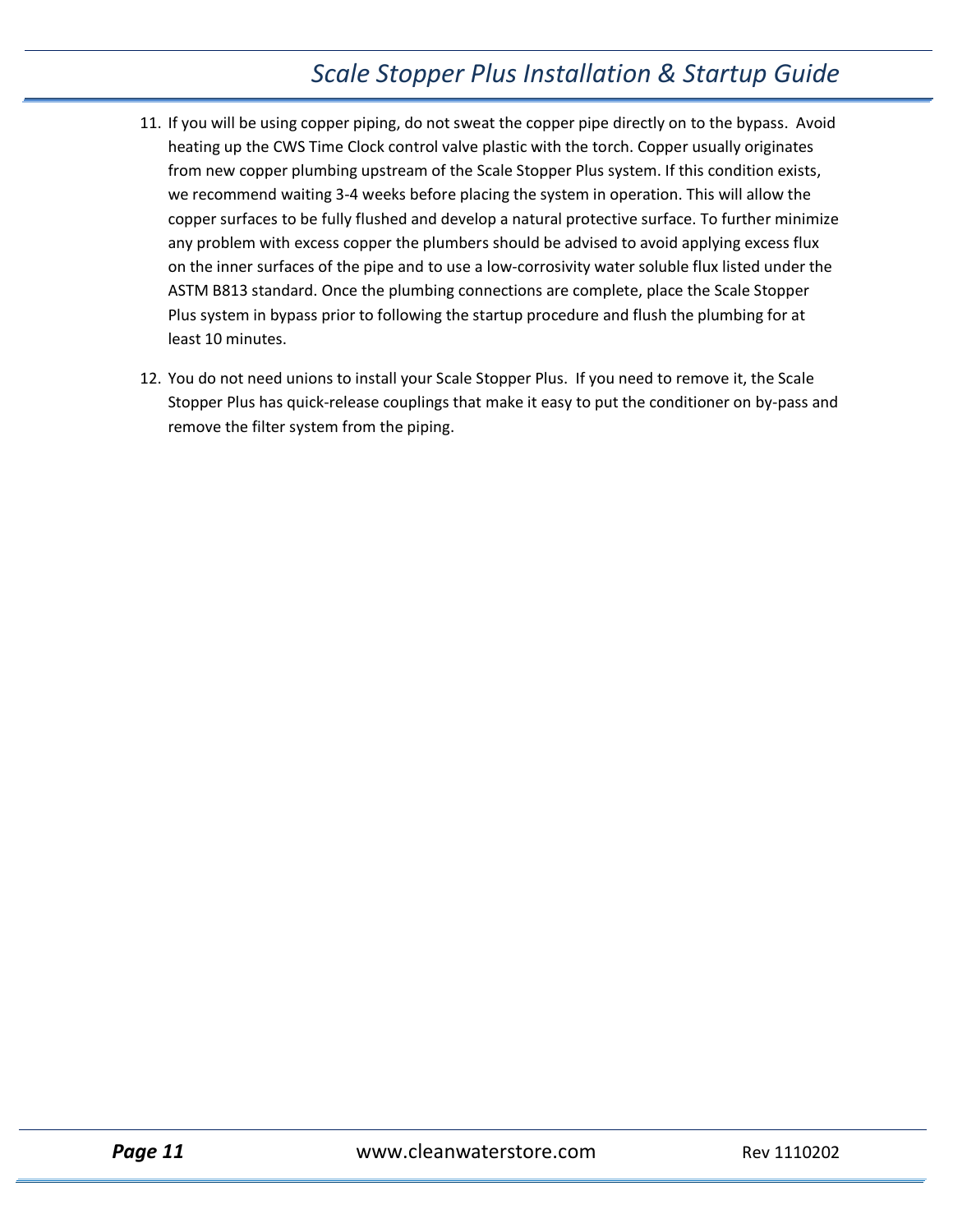11. If you will be using copper piping, do not sweat the copper pipe directly on to the bypass. Avoid heating up the CWS Time Clock control valve plastic with the torch. Copper usually originates from new copper plumbing upstream of the Scale Stopper Plus system. If this condition exists, we recommend waiting 3-4 weeks before placing the system in operation. This will allow the copper surfaces to be fully flushed and develop a natural protective surface. To further minimize any problem with excess copper the plumbers should be advised to avoid applying excess flux on the inner surfaces of the pipe and to use a low-corrosivity water soluble flux listed under the ASTM B813 standard. Once the plumbing connections are complete, place the Scale Stopper Plus system in bypass prior to following the startup procedure and flush the plumbing for at least 10 minutes.

12. You do not need unions to install your Scale Stopper Plus. If you need to remove it, the Scale Stopper Plus has quick-release couplings that make it easy to put the conditioner on by-pass and remove the filter system from the piping.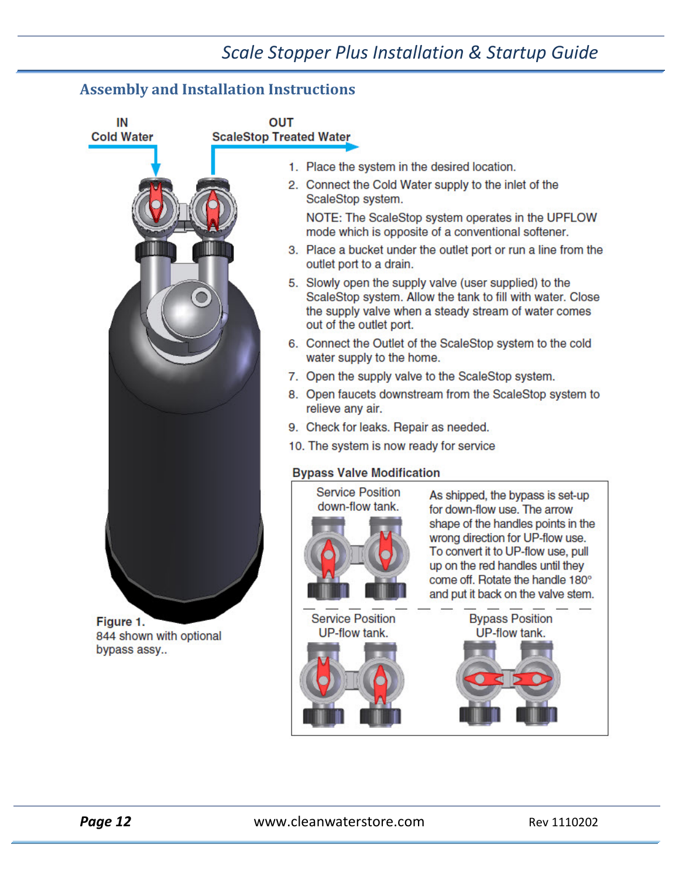## Assembly and Installation Instructions

IN
Cold Water

OUT
ScaleStop Treated Water

1. Place the system in the desired location.
2. Connect the Cold Water supply to the inlet of the ScaleStop system.

   NOTE: The ScaleStop system operates in the UPFLOW mode which is opposite of a conventional softener.
3. Place a bucket under the outlet port or run a line from the outlet port to a drain.
5. Slowly open the supply valve (user supplied) to the ScaleStop system. Allow the tank to fill with water. Close the supply valve when a steady stream of water comes out of the outlet port.
6. Connect the Outlet of the ScaleStop system to the cold water supply to the home.
7. Open the supply valve to the ScaleStop system.
8. Open faucets downstream from the ScaleStop system to relieve any air.
9. Check for leaks. Repair as needed.
10. The system is now ready for service

**Figure 1.**
844 shown with optional bypass assy..

### Bypass Valve Modification

Service Position down-flow tank.

As shipped, the bypass is set-up for down-flow use. The arrow shape of the handles points in the wrong direction for UP-flow use. To convert it to UP-flow use, pull up on the red handles until they come off. Rotate the handle 180° and put it back on the valve stem.

Service Position UP-flow tank.

Bypass Position UP-flow tank.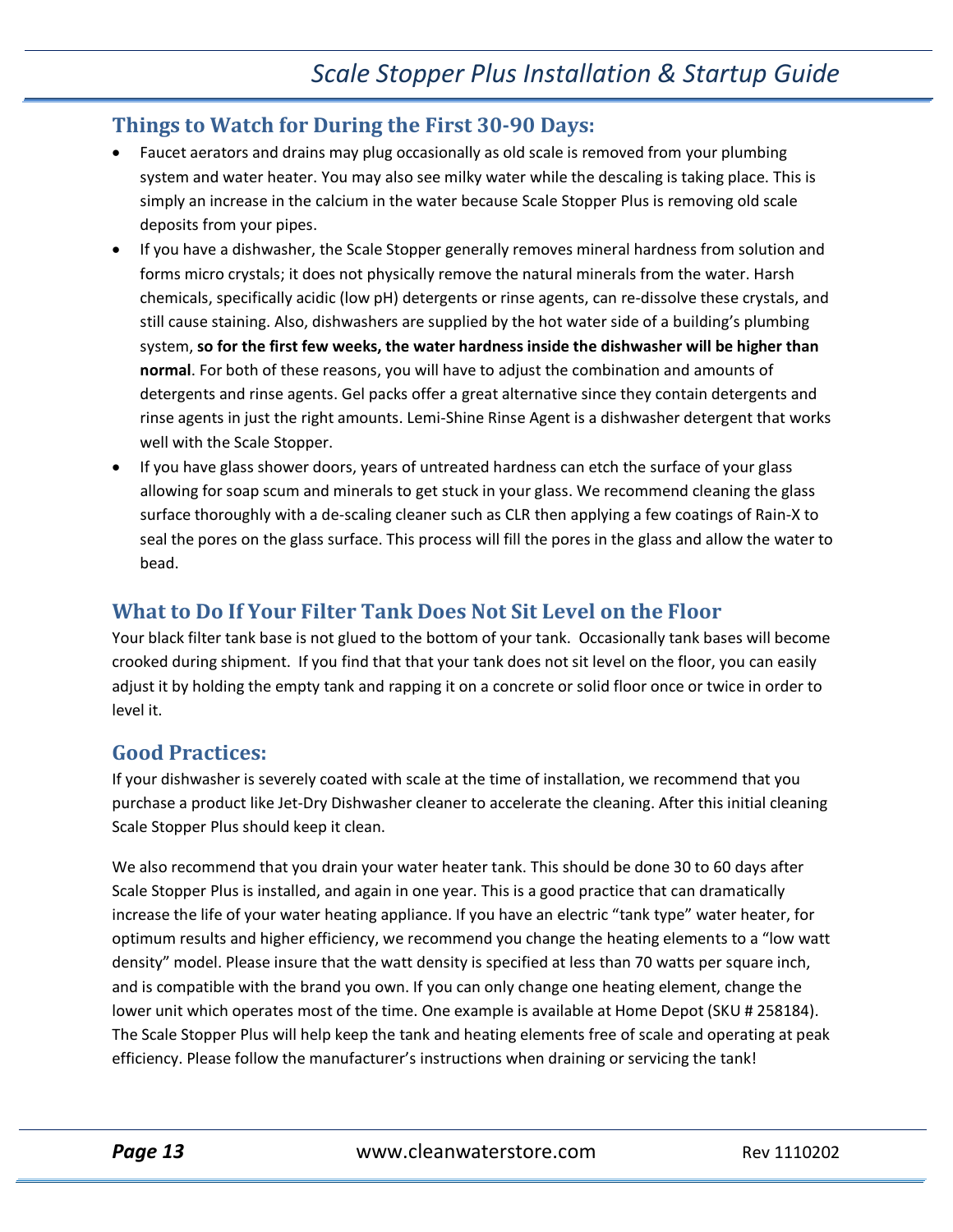## Things to Watch for During the First 30-90 Days:

- Faucet aerators and drains may plug occasionally as old scale is removed from your plumbing system and water heater. You may also see milky water while the descaling is taking place. This is simply an increase in the calcium in the water because Scale Stopper Plus is removing old scale deposits from your pipes.
- If you have a dishwasher, the Scale Stopper generally removes mineral hardness from solution and forms micro crystals; it does not physically remove the natural minerals from the water. Harsh chemicals, specifically acidic (low pH) detergents or rinse agents, can re-dissolve these crystals, and still cause staining. Also, dishwashers are supplied by the hot water side of a building's plumbing system, **so for the first few weeks, the water hardness inside the dishwasher will be higher than normal**. For both of these reasons, you will have to adjust the combination and amounts of detergents and rinse agents. Gel packs offer a great alternative since they contain detergents and rinse agents in just the right amounts. Lemi-Shine Rinse Agent is a dishwasher detergent that works well with the Scale Stopper.
- If you have glass shower doors, years of untreated hardness can etch the surface of your glass allowing for soap scum and minerals to get stuck in your glass. We recommend cleaning the glass surface thoroughly with a de-scaling cleaner such as CLR then applying a few coatings of Rain-X to seal the pores on the glass surface. This process will fill the pores in the glass and allow the water to bead.

## What to Do If Your Filter Tank Does Not Sit Level on the Floor

Your black filter tank base is not glued to the bottom of your tank. Occasionally tank bases will become crooked during shipment. If you find that that your tank does not sit level on the floor, you can easily adjust it by holding the empty tank and rapping it on a concrete or solid floor once or twice in order to level it.

## Good Practices:

If your dishwasher is severely coated with scale at the time of installation, we recommend that you purchase a product like Jet-Dry Dishwasher cleaner to accelerate the cleaning. After this initial cleaning Scale Stopper Plus should keep it clean.

We also recommend that you drain your water heater tank. This should be done 30 to 60 days after Scale Stopper Plus is installed, and again in one year. This is a good practice that can dramatically increase the life of your water heating appliance. If you have an electric "tank type" water heater, for optimum results and higher efficiency, we recommend you change the heating elements to a "low watt density" model. Please insure that the watt density is specified at less than 70 watts per square inch, and is compatible with the brand you own. If you can only change one heating element, change the lower unit which operates most of the time. One example is available at Home Depot (SKU # 258184). The Scale Stopper Plus will help keep the tank and heating elements free of scale and operating at peak efficiency. Please follow the manufacturer's instructions when draining or servicing the tank!